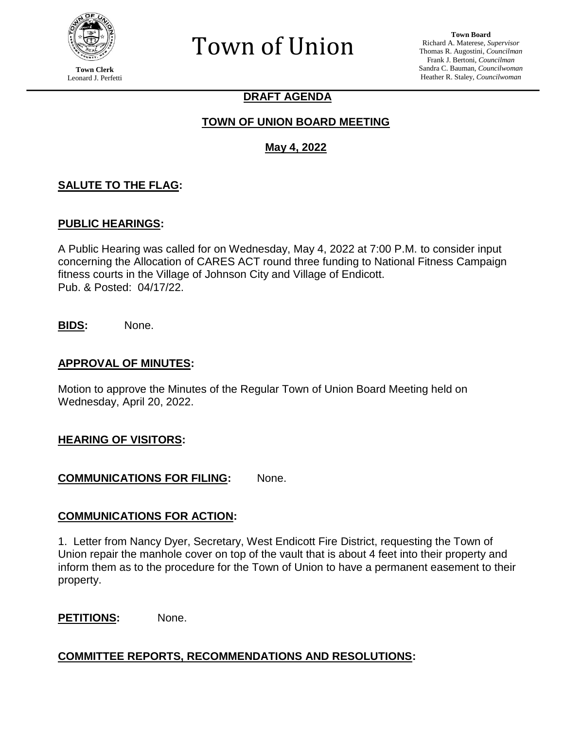**Town Clerk**
Leonard J. Perfetti

# Town of Union

**Town Board**
Richard A. Materese, *Supervisor*
Thomas R. Augostini, *Councilman*
Frank J. Bertoni, *Councilman*
Sandra C. Bauman, *Councilwoman*
Heather R. Staley, *Councilwoman*

## DRAFT AGENDA

## TOWN OF UNION BOARD MEETING

### May 4, 2022

**SALUTE TO THE FLAG:**

**PUBLIC HEARINGS:**

A Public Hearing was called for on Wednesday, May 4, 2022 at 7:00 P.M. to consider input concerning the Allocation of CARES ACT round three funding to National Fitness Campaign fitness courts in the Village of Johnson City and Village of Endicott.
Pub. & Posted: 04/17/22.

**BIDS:** None.

**APPROVAL OF MINUTES:**

Motion to approve the Minutes of the Regular Town of Union Board Meeting held on Wednesday, April 20, 2022.

**HEARING OF VISITORS:**

**COMMUNICATIONS FOR FILING:** None.

**COMMUNICATIONS FOR ACTION:**

1. Letter from Nancy Dyer, Secretary, West Endicott Fire District, requesting the Town of Union repair the manhole cover on top of the vault that is about 4 feet into their property and inform them as to the procedure for the Town of Union to have a permanent easement to their property.

**PETITIONS:** None.

**COMMITTEE REPORTS, RECOMMENDATIONS AND RESOLUTIONS:**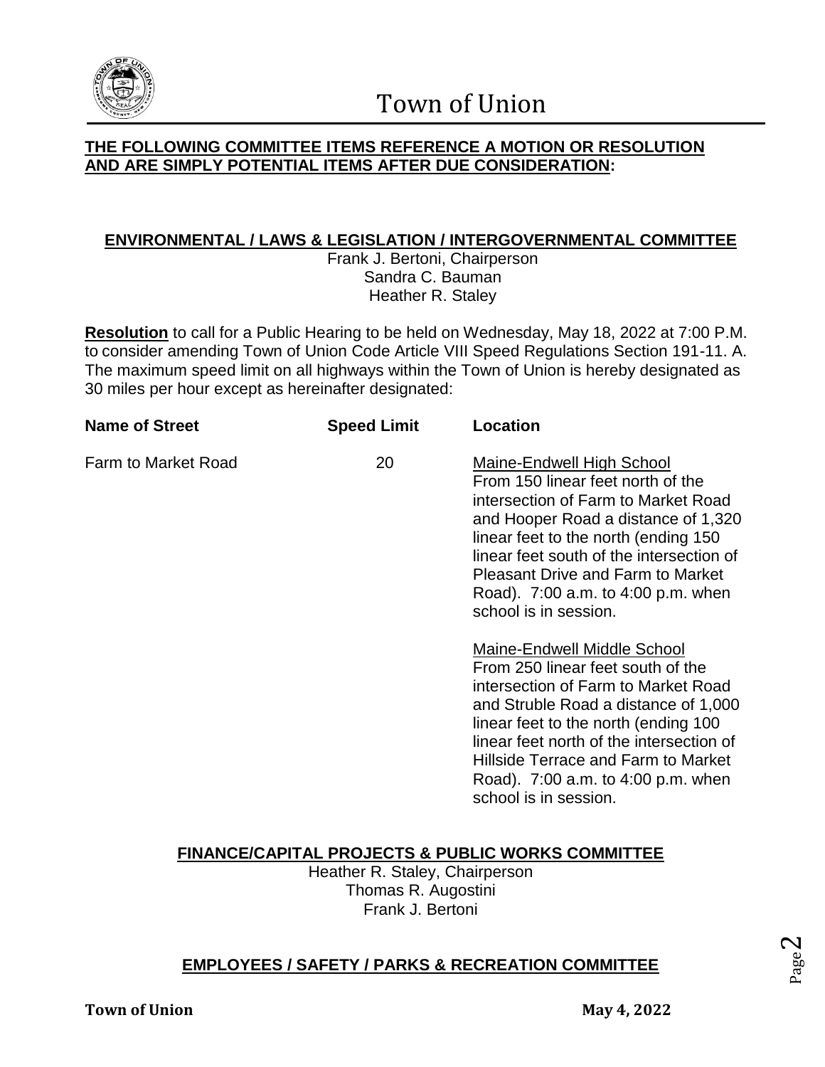**THE FOLLOWING COMMITTEE ITEMS REFERENCE A MOTION OR RESOLUTION AND ARE SIMPLY POTENTIAL ITEMS AFTER DUE CONSIDERATION:**

## ENVIRONMENTAL / LAWS & LEGISLATION / INTERGOVERNMENTAL COMMITTEE

Frank J. Bertoni, Chairperson
Sandra C. Bauman
Heather R. Staley

**Resolution** to call for a Public Hearing to be held on Wednesday, May 18, 2022 at 7:00 P.M. to consider amending Town of Union Code Article VIII Speed Regulations Section 191-11. A. The maximum speed limit on all highways within the Town of Union is hereby designated as 30 miles per hour except as hereinafter designated:

| Name of Street | Speed Limit | Location |
|---|---|---|
| Farm to Market Road | 20 | Maine-Endwell High School<br>From 150 linear feet north of the intersection of Farm to Market Road and Hooper Road a distance of 1,320 linear feet to the north (ending 150 linear feet south of the intersection of Pleasant Drive and Farm to Market Road). 7:00 a.m. to 4:00 p.m. when school is in session.<br><br>Maine-Endwell Middle School<br>From 250 linear feet south of the intersection of Farm to Market Road and Struble Road a distance of 1,000 linear feet to the north (ending 100 linear feet north of the intersection of Hillside Terrace and Farm to Market Road). 7:00 a.m. to 4:00 p.m. when school is in session. |

## FINANCE/CAPITAL PROJECTS & PUBLIC WORKS COMMITTEE

Heather R. Staley, Chairperson
Thomas R. Augostini
Frank J. Bertoni

## EMPLOYEES / SAFETY / PARKS & RECREATION COMMITTEE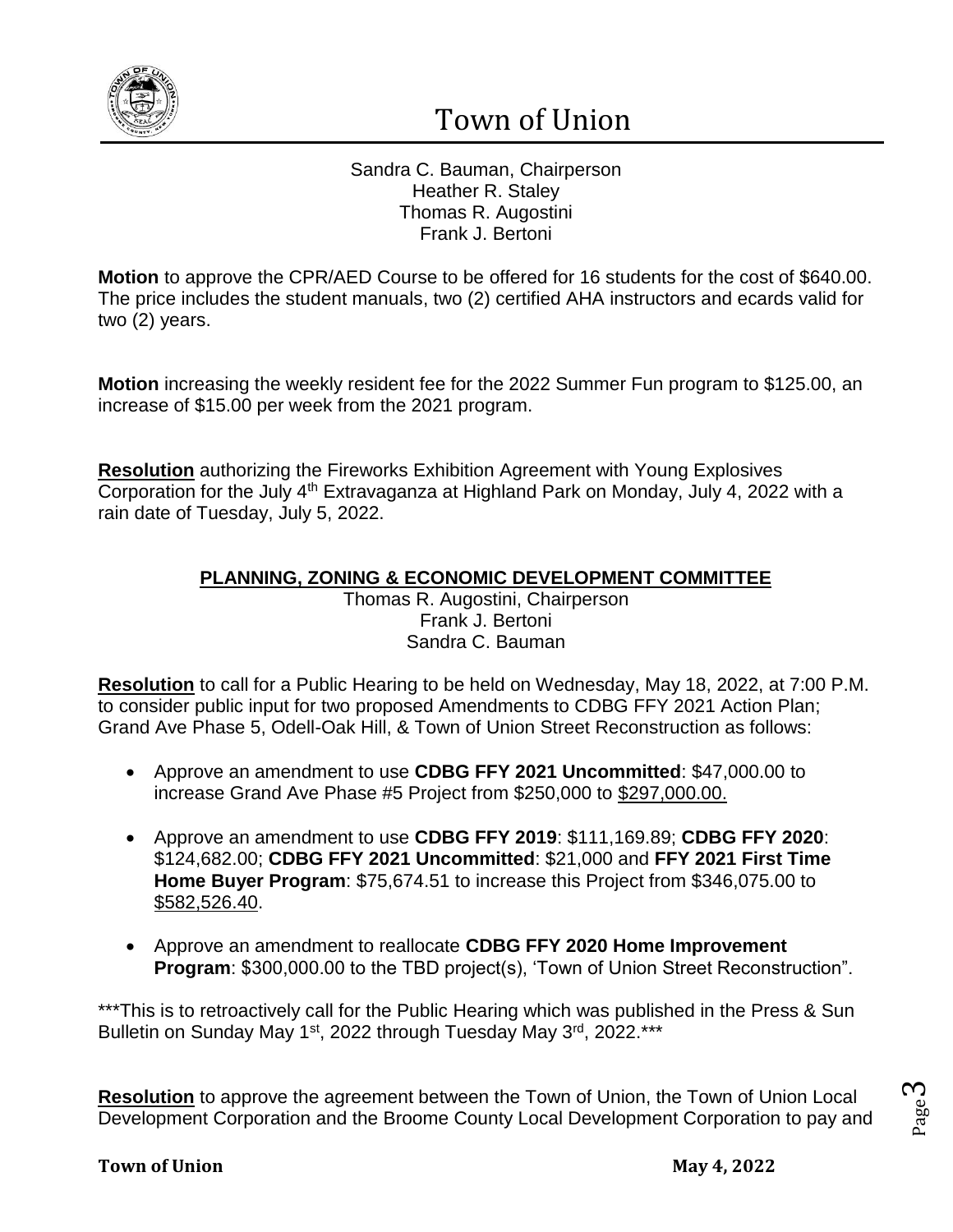Sandra C. Bauman, Chairperson
Heather R. Staley
Thomas R. Augostini
Frank J. Bertoni

**Motion** to approve the CPR/AED Course to be offered for 16 students for the cost of $640.00. The price includes the student manuals, two (2) certified AHA instructors and ecards valid for two (2) years.

**Motion** increasing the weekly resident fee for the 2022 Summer Fun program to $125.00, an increase of $15.00 per week from the 2021 program.

**Resolution** authorizing the Fireworks Exhibition Agreement with Young Explosives Corporation for the July 4th Extravaganza at Highland Park on Monday, July 4, 2022 with a rain date of Tuesday, July 5, 2022.

## PLANNING, ZONING & ECONOMIC DEVELOPMENT COMMITTEE

Thomas R. Augostini, Chairperson
Frank J. Bertoni
Sandra C. Bauman

**Resolution** to call for a Public Hearing to be held on Wednesday, May 18, 2022, at 7:00 P.M. to consider public input for two proposed Amendments to CDBG FFY 2021 Action Plan; Grand Ave Phase 5, Odell-Oak Hill, & Town of Union Street Reconstruction as follows:

- Approve an amendment to use **CDBG FFY 2021 Uncommitted**: $47,000.00 to increase Grand Ave Phase #5 Project from $250,000 to $297,000.00.
- Approve an amendment to use **CDBG FFY 2019**: $111,169.89; **CDBG FFY 2020**: $124,682.00; **CDBG FFY 2021 Uncommitted**: $21,000 and **FFY 2021 First Time Home Buyer Program**: $75,674.51 to increase this Project from $346,075.00 to $582,526.40.
- Approve an amendment to reallocate **CDBG FFY 2020 Home Improvement Program**: $300,000.00 to the TBD project(s), 'Town of Union Street Reconstruction".

***This is to retroactively call for the Public Hearing which was published in the Press & Sun Bulletin on Sunday May 1st, 2022 through Tuesday May 3rd, 2022.***

**Resolution** to approve the agreement between the Town of Union, the Town of Union Local Development Corporation and the Broome County Local Development Corporation to pay and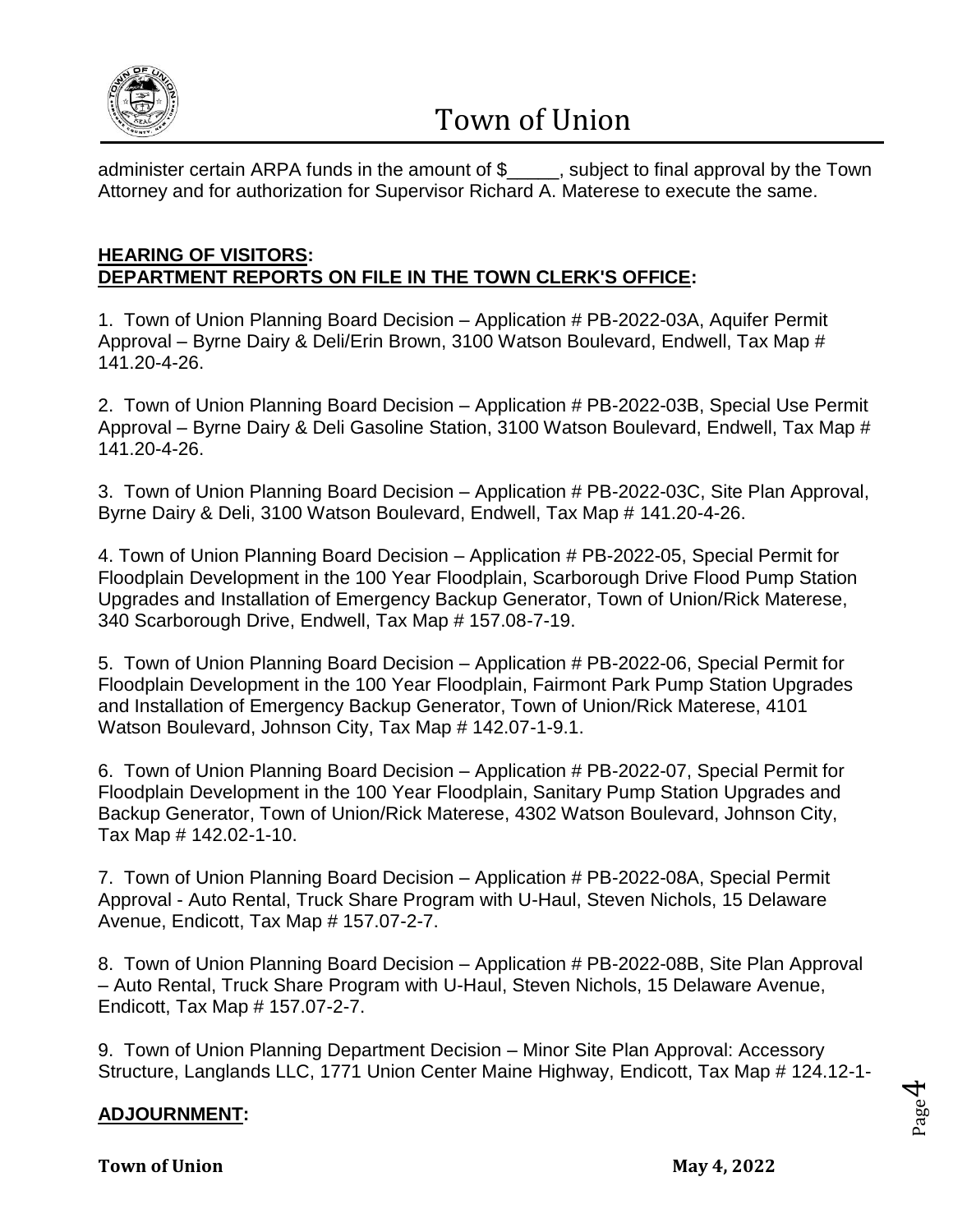administer certain ARPA funds in the amount of $_____, subject to final approval by the Town Attorney and for authorization for Supervisor Richard A. Materese to execute the same.

**HEARING OF VISITORS:**

**DEPARTMENT REPORTS ON FILE IN THE TOWN CLERK'S OFFICE:**

1. Town of Union Planning Board Decision – Application # PB-2022-03A, Aquifer Permit Approval – Byrne Dairy & Deli/Erin Brown, 3100 Watson Boulevard, Endwell, Tax Map # 141.20-4-26.

2. Town of Union Planning Board Decision – Application # PB-2022-03B, Special Use Permit Approval – Byrne Dairy & Deli Gasoline Station, 3100 Watson Boulevard, Endwell, Tax Map # 141.20-4-26.

3. Town of Union Planning Board Decision – Application # PB-2022-03C, Site Plan Approval, Byrne Dairy & Deli, 3100 Watson Boulevard, Endwell, Tax Map # 141.20-4-26.

4. Town of Union Planning Board Decision – Application # PB-2022-05, Special Permit for Floodplain Development in the 100 Year Floodplain, Scarborough Drive Flood Pump Station Upgrades and Installation of Emergency Backup Generator, Town of Union/Rick Materese, 340 Scarborough Drive, Endwell, Tax Map # 157.08-7-19.

5. Town of Union Planning Board Decision – Application # PB-2022-06, Special Permit for Floodplain Development in the 100 Year Floodplain, Fairmont Park Pump Station Upgrades and Installation of Emergency Backup Generator, Town of Union/Rick Materese, 4101 Watson Boulevard, Johnson City, Tax Map # 142.07-1-9.1.

6. Town of Union Planning Board Decision – Application # PB-2022-07, Special Permit for Floodplain Development in the 100 Year Floodplain, Sanitary Pump Station Upgrades and Backup Generator, Town of Union/Rick Materese, 4302 Watson Boulevard, Johnson City, Tax Map # 142.02-1-10.

7. Town of Union Planning Board Decision – Application # PB-2022-08A, Special Permit Approval - Auto Rental, Truck Share Program with U-Haul, Steven Nichols, 15 Delaware Avenue, Endicott, Tax Map # 157.07-2-7.

8. Town of Union Planning Board Decision – Application # PB-2022-08B, Site Plan Approval – Auto Rental, Truck Share Program with U-Haul, Steven Nichols, 15 Delaware Avenue, Endicott, Tax Map # 157.07-2-7.

9. Town of Union Planning Department Decision – Minor Site Plan Approval: Accessory Structure, Langlands LLC, 1771 Union Center Maine Highway, Endicott, Tax Map # 124.12-1-

**ADJOURNMENT:**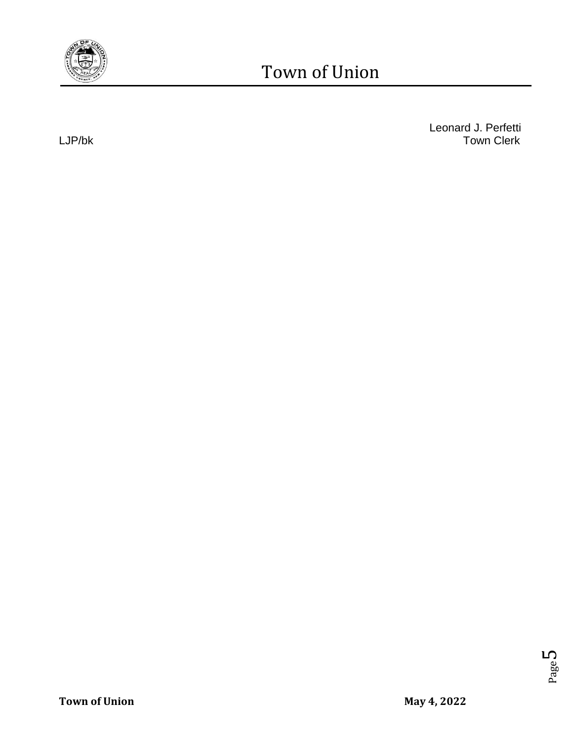Leonard J. Perfetti
Town Clerk

LJP/bk